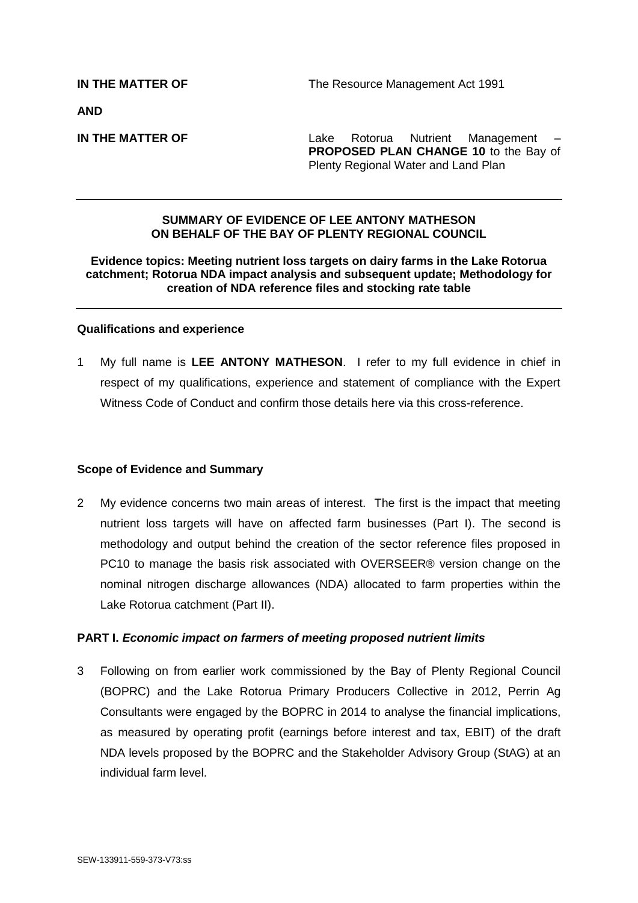**IN THE MATTER OF** The Resource Management Act 1991

**AND**

**IN THE MATTER OF** Lake Rotorua Nutrient Management – **PROPOSED PLAN CHANGE 10** to the Bay of Plenty Regional Water and Land Plan

---

**SUMMARY OF EVIDENCE OF LEE ANTONY MATHESON ON BEHALF OF THE BAY OF PLENTY REGIONAL COUNCIL**

**Evidence topics: Meeting nutrient loss targets on dairy farms in the Lake Rotorua catchment; Rotorua NDA impact analysis and subsequent update; Methodology for creation of NDA reference files and stocking rate table**

---

**Qualifications and experience**

1 My full name is **LEE ANTONY MATHESON**. I refer to my full evidence in chief in respect of my qualifications, experience and statement of compliance with the Expert Witness Code of Conduct and confirm those details here via this cross-reference.

**Scope of Evidence and Summary**

2 My evidence concerns two main areas of interest. The first is the impact that meeting nutrient loss targets will have on affected farm businesses (Part I). The second is methodology and output behind the creation of the sector reference files proposed in PC10 to manage the basis risk associated with OVERSEER® version change on the nominal nitrogen discharge allowances (NDA) allocated to farm properties within the Lake Rotorua catchment (Part II).

**PART I. *Economic impact on farmers of meeting proposed nutrient limits***

3 Following on from earlier work commissioned by the Bay of Plenty Regional Council (BOPRC) and the Lake Rotorua Primary Producers Collective in 2012, Perrin Ag Consultants were engaged by the BOPRC in 2014 to analyse the financial implications, as measured by operating profit (earnings before interest and tax, EBIT) of the draft NDA levels proposed by the BOPRC and the Stakeholder Advisory Group (StAG) at an individual farm level.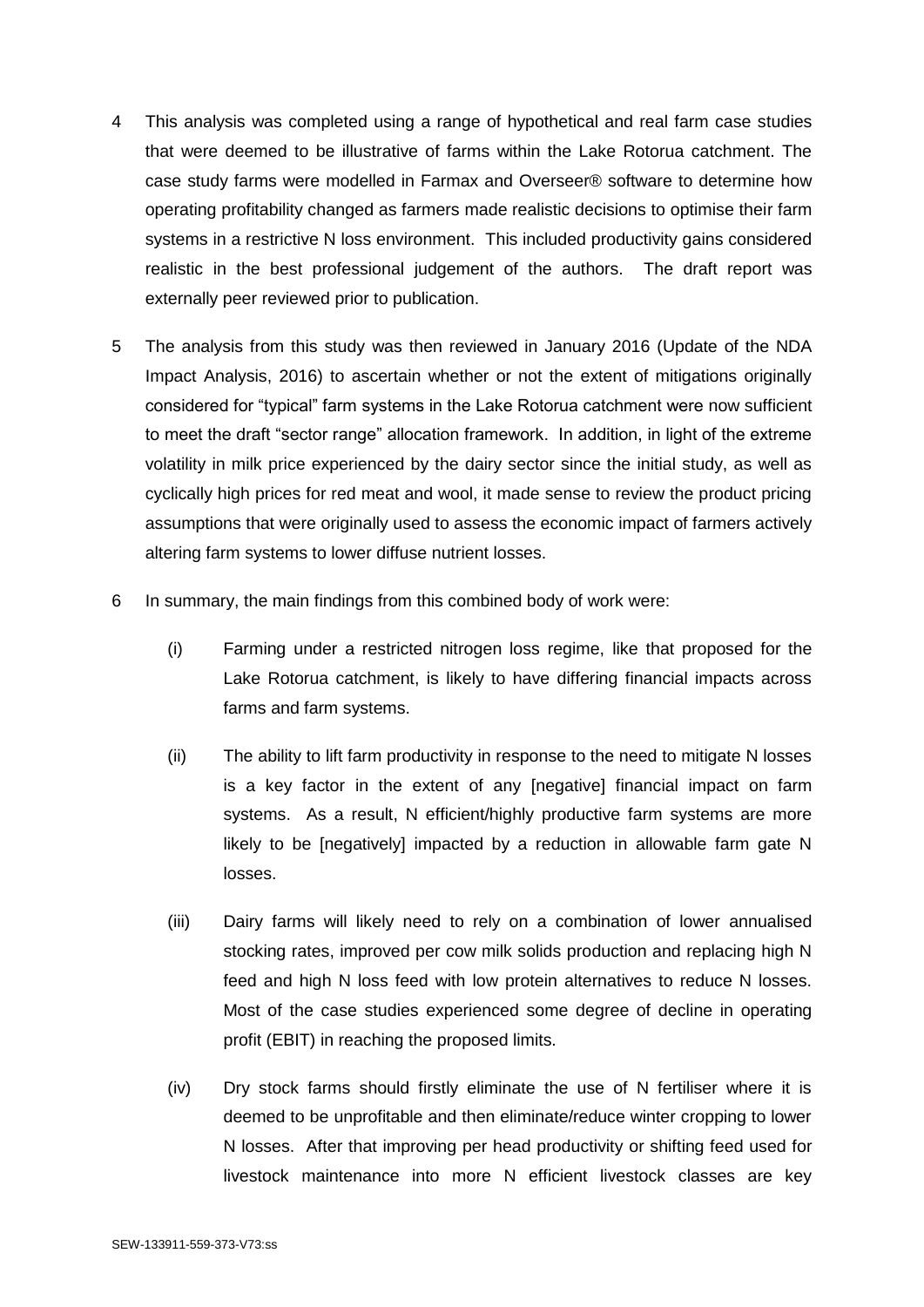4 This analysis was completed using a range of hypothetical and real farm case studies that were deemed to be illustrative of farms within the Lake Rotorua catchment. The case study farms were modelled in Farmax and Overseer® software to determine how operating profitability changed as farmers made realistic decisions to optimise their farm systems in a restrictive N loss environment. This included productivity gains considered realistic in the best professional judgement of the authors. The draft report was externally peer reviewed prior to publication.

5 The analysis from this study was then reviewed in January 2016 (Update of the NDA Impact Analysis, 2016) to ascertain whether or not the extent of mitigations originally considered for "typical" farm systems in the Lake Rotorua catchment were now sufficient to meet the draft "sector range" allocation framework. In addition, in light of the extreme volatility in milk price experienced by the dairy sector since the initial study, as well as cyclically high prices for red meat and wool, it made sense to review the product pricing assumptions that were originally used to assess the economic impact of farmers actively altering farm systems to lower diffuse nutrient losses.

6 In summary, the main findings from this combined body of work were:

(i) Farming under a restricted nitrogen loss regime, like that proposed for the Lake Rotorua catchment, is likely to have differing financial impacts across farms and farm systems.

(ii) The ability to lift farm productivity in response to the need to mitigate N losses is a key factor in the extent of any [negative] financial impact on farm systems. As a result, N efficient/highly productive farm systems are more likely to be [negatively] impacted by a reduction in allowable farm gate N losses.

(iii) Dairy farms will likely need to rely on a combination of lower annualised stocking rates, improved per cow milk solids production and replacing high N feed and high N loss feed with low protein alternatives to reduce N losses. Most of the case studies experienced some degree of decline in operating profit (EBIT) in reaching the proposed limits.

(iv) Dry stock farms should firstly eliminate the use of N fertiliser where it is deemed to be unprofitable and then eliminate/reduce winter cropping to lower N losses. After that improving per head productivity or shifting feed used for livestock maintenance into more N efficient livestock classes are key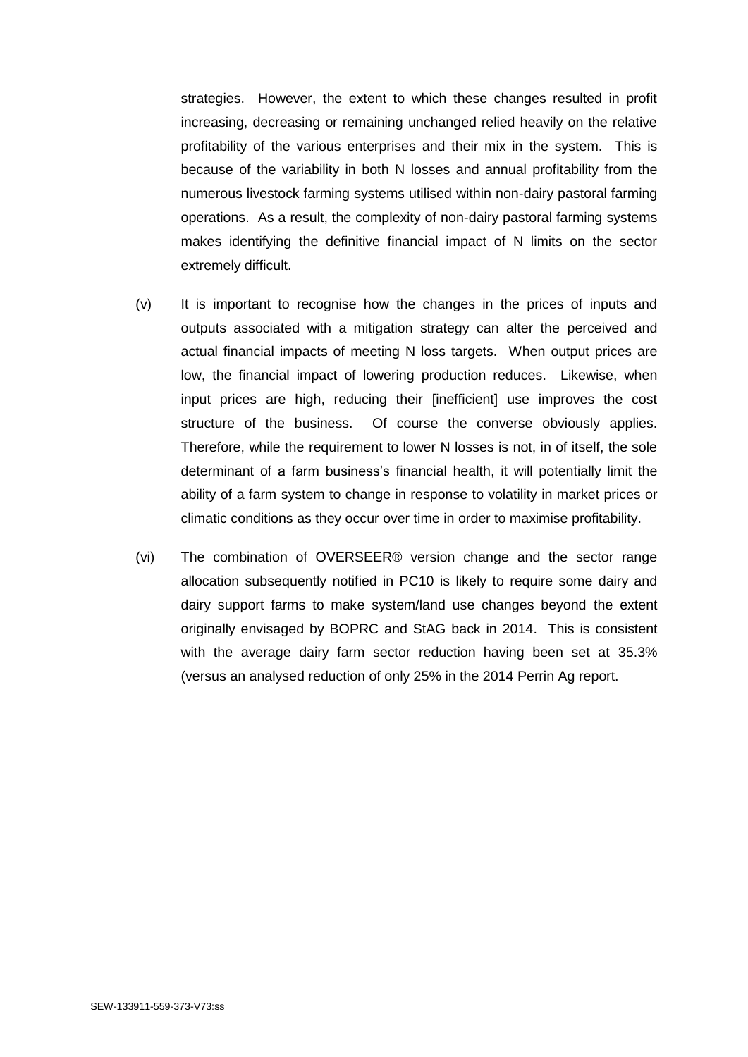strategies. However, the extent to which these changes resulted in profit increasing, decreasing or remaining unchanged relied heavily on the relative profitability of the various enterprises and their mix in the system. This is because of the variability in both N losses and annual profitability from the numerous livestock farming systems utilised within non-dairy pastoral farming operations. As a result, the complexity of non-dairy pastoral farming systems makes identifying the definitive financial impact of N limits on the sector extremely difficult.

(v) It is important to recognise how the changes in the prices of inputs and outputs associated with a mitigation strategy can alter the perceived and actual financial impacts of meeting N loss targets. When output prices are low, the financial impact of lowering production reduces. Likewise, when input prices are high, reducing their [inefficient] use improves the cost structure of the business. Of course the converse obviously applies. Therefore, while the requirement to lower N losses is not, in of itself, the sole determinant of a farm business's financial health, it will potentially limit the ability of a farm system to change in response to volatility in market prices or climatic conditions as they occur over time in order to maximise profitability.

(vi) The combination of OVERSEER® version change and the sector range allocation subsequently notified in PC10 is likely to require some dairy and dairy support farms to make system/land use changes beyond the extent originally envisaged by BOPRC and StAG back in 2014. This is consistent with the average dairy farm sector reduction having been set at 35.3% (versus an analysed reduction of only 25% in the 2014 Perrin Ag report.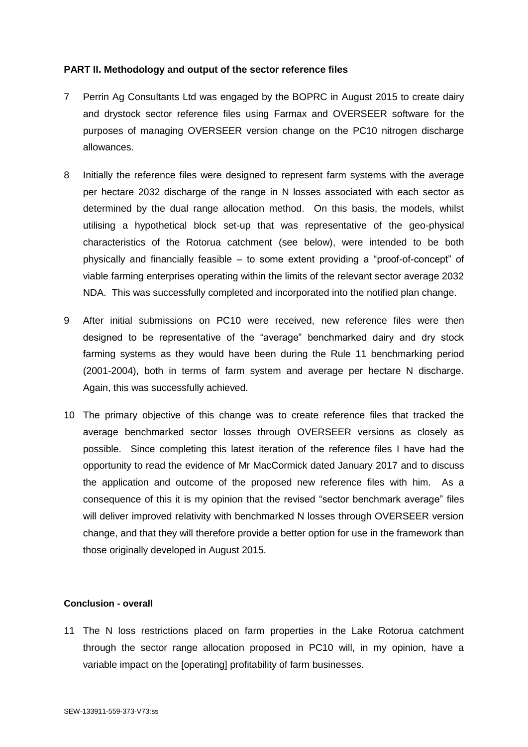**PART II. Methodology and output of the sector reference files**

7 Perrin Ag Consultants Ltd was engaged by the BOPRC in August 2015 to create dairy and drystock sector reference files using Farmax and OVERSEER software for the purposes of managing OVERSEER version change on the PC10 nitrogen discharge allowances.

8 Initially the reference files were designed to represent farm systems with the average per hectare 2032 discharge of the range in N losses associated with each sector as determined by the dual range allocation method. On this basis, the models, whilst utilising a hypothetical block set-up that was representative of the geo-physical characteristics of the Rotorua catchment (see below), were intended to be both physically and financially feasible – to some extent providing a "proof-of-concept" of viable farming enterprises operating within the limits of the relevant sector average 2032 NDA. This was successfully completed and incorporated into the notified plan change.

9 After initial submissions on PC10 were received, new reference files were then designed to be representative of the "average" benchmarked dairy and dry stock farming systems as they would have been during the Rule 11 benchmarking period (2001-2004), both in terms of farm system and average per hectare N discharge. Again, this was successfully achieved.

10 The primary objective of this change was to create reference files that tracked the average benchmarked sector losses through OVERSEER versions as closely as possible. Since completing this latest iteration of the reference files I have had the opportunity to read the evidence of Mr MacCormick dated January 2017 and to discuss the application and outcome of the proposed new reference files with him. As a consequence of this it is my opinion that the revised "sector benchmark average" files will deliver improved relativity with benchmarked N losses through OVERSEER version change, and that they will therefore provide a better option for use in the framework than those originally developed in August 2015.

**Conclusion - overall**

11 The N loss restrictions placed on farm properties in the Lake Rotorua catchment through the sector range allocation proposed in PC10 will, in my opinion, have a variable impact on the [operating] profitability of farm businesses.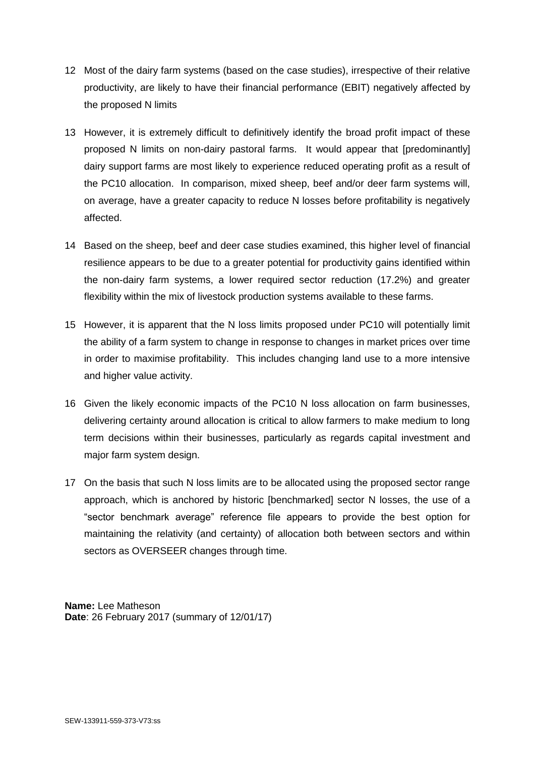12 Most of the dairy farm systems (based on the case studies), irrespective of their relative productivity, are likely to have their financial performance (EBIT) negatively affected by the proposed N limits

13 However, it is extremely difficult to definitively identify the broad profit impact of these proposed N limits on non-dairy pastoral farms. It would appear that [predominantly] dairy support farms are most likely to experience reduced operating profit as a result of the PC10 allocation. In comparison, mixed sheep, beef and/or deer farm systems will, on average, have a greater capacity to reduce N losses before profitability is negatively affected.

14 Based on the sheep, beef and deer case studies examined, this higher level of financial resilience appears to be due to a greater potential for productivity gains identified within the non-dairy farm systems, a lower required sector reduction (17.2%) and greater flexibility within the mix of livestock production systems available to these farms.

15 However, it is apparent that the N loss limits proposed under PC10 will potentially limit the ability of a farm system to change in response to changes in market prices over time in order to maximise profitability. This includes changing land use to a more intensive and higher value activity.

16 Given the likely economic impacts of the PC10 N loss allocation on farm businesses, delivering certainty around allocation is critical to allow farmers to make medium to long term decisions within their businesses, particularly as regards capital investment and major farm system design.

17 On the basis that such N loss limits are to be allocated using the proposed sector range approach, which is anchored by historic [benchmarked] sector N losses, the use of a "sector benchmark average" reference file appears to provide the best option for maintaining the relativity (and certainty) of allocation both between sectors and within sectors as OVERSEER changes through time.

**Name:** Lee Matheson
**Date**: 26 February 2017 (summary of 12/01/17)

SEW-133911-559-373-V73:ss